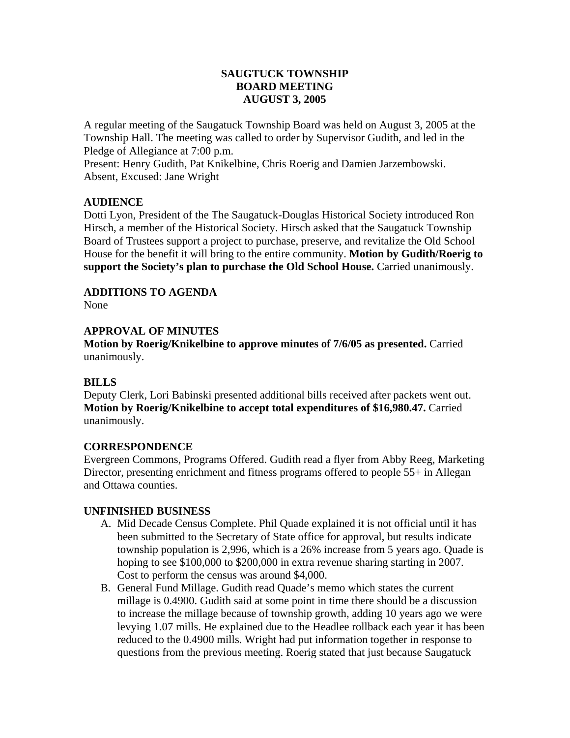# SAUGTUCK TOWNSHIP
## BOARD MEETING
## AUGUST 3, 2005

A regular meeting of the Saugatuck Township Board was held on August 3, 2005 at the Township Hall. The meeting was called to order by Supervisor Gudith, and led in the Pledge of Allegiance at 7:00 p.m.
Present: Henry Gudith, Pat Knikelbine, Chris Roerig and Damien Jarzembowski.
Absent, Excused: Jane Wright

### AUDIENCE

Dotti Lyon, President of the The Saugatuck-Douglas Historical Society introduced Ron Hirsch, a member of the Historical Society. Hirsch asked that the Saugatuck Township Board of Trustees support a project to purchase, preserve, and revitalize the Old School House for the benefit it will bring to the entire community. **Motion by Gudith/Roerig to support the Society's plan to purchase the Old School House.** Carried unanimously.

### ADDITIONS TO AGENDA

None

### APPROVAL OF MINUTES

**Motion by Roerig/Knikelbine to approve minutes of 7/6/05 as presented.** Carried unanimously.

### BILLS

Deputy Clerk, Lori Babinski presented additional bills received after packets went out. **Motion by Roerig/Knikelbine to accept total expenditures of $16,980.47.** Carried unanimously.

### CORRESPONDENCE

Evergreen Commons, Programs Offered. Gudith read a flyer from Abby Reeg, Marketing Director, presenting enrichment and fitness programs offered to people 55+ in Allegan and Ottawa counties.

### UNFINISHED BUSINESS

A. Mid Decade Census Complete. Phil Quade explained it is not official until it has been submitted to the Secretary of State office for approval, but results indicate township population is 2,996, which is a 26% increase from 5 years ago. Quade is hoping to see $100,000 to $200,000 in extra revenue sharing starting in 2007. Cost to perform the census was around $4,000.

B. General Fund Millage. Gudith read Quade's memo which states the current millage is 0.4900. Gudith said at some point in time there should be a discussion to increase the millage because of township growth, adding 10 years ago we were levying 1.07 mills. He explained due to the Headlee rollback each year it has been reduced to the 0.4900 mills. Wright had put information together in response to questions from the previous meeting. Roerig stated that just because Saugatuck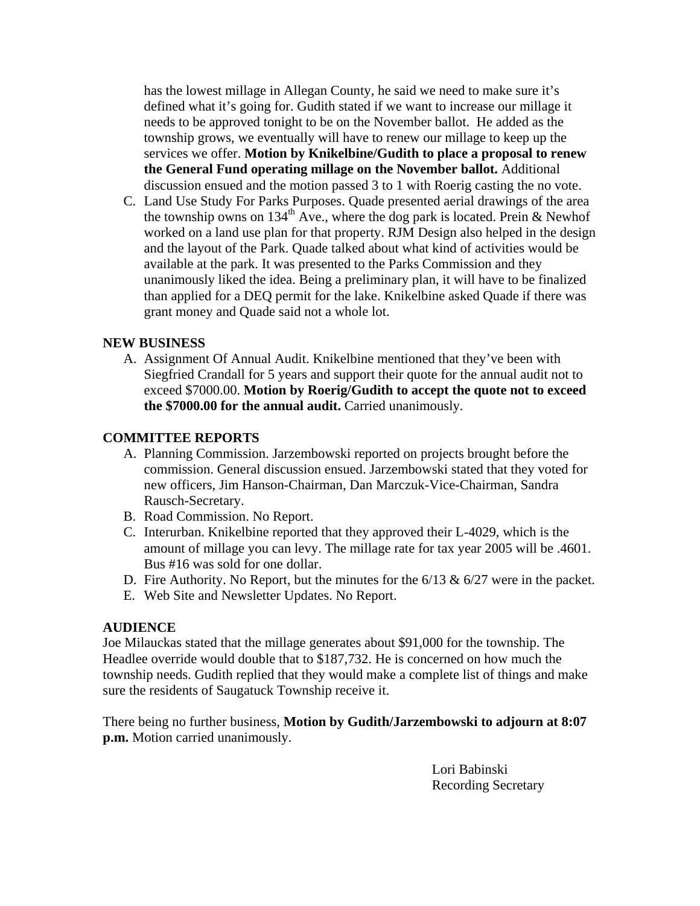has the lowest millage in Allegan County, he said we need to make sure it's defined what it's going for. Gudith stated if we want to increase our millage it needs to be approved tonight to be on the November ballot. He added as the township grows, we eventually will have to renew our millage to keep up the services we offer. **Motion by Knikelbine/Gudith to place a proposal to renew the General Fund operating millage on the November ballot.** Additional discussion ensued and the motion passed 3 to 1 with Roerig casting the no vote.

C. Land Use Study For Parks Purposes. Quade presented aerial drawings of the area the township owns on 134th Ave., where the dog park is located. Prein & Newhof worked on a land use plan for that property. RJM Design also helped in the design and the layout of the Park. Quade talked about what kind of activities would be available at the park. It was presented to the Parks Commission and they unanimously liked the idea. Being a preliminary plan, it will have to be finalized than applied for a DEQ permit for the lake. Knikelbine asked Quade if there was grant money and Quade said not a whole lot.

**NEW BUSINESS**

A. Assignment Of Annual Audit. Knikelbine mentioned that they've been with Siegfried Crandall for 5 years and support their quote for the annual audit not to exceed $7000.00. **Motion by Roerig/Gudith to accept the quote not to exceed the $7000.00 for the annual audit.** Carried unanimously.

**COMMITTEE REPORTS**

A. Planning Commission. Jarzembowski reported on projects brought before the commission. General discussion ensued. Jarzembowski stated that they voted for new officers, Jim Hanson-Chairman, Dan Marczuk-Vice-Chairman, Sandra Rausch-Secretary.
B. Road Commission. No Report.
C. Interurban. Knikelbine reported that they approved their L-4029, which is the amount of millage you can levy. The millage rate for tax year 2005 will be .4601. Bus #16 was sold for one dollar.
D. Fire Authority. No Report, but the minutes for the 6/13 & 6/27 were in the packet.
E. Web Site and Newsletter Updates. No Report.

**AUDIENCE**

Joe Milauckas stated that the millage generates about $91,000 for the township. The Headlee override would double that to $187,732. He is concerned on how much the township needs. Gudith replied that they would make a complete list of things and make sure the residents of Saugatuck Township receive it.

There being no further business, **Motion by Gudith/Jarzembowski to adjourn at 8:07 p.m.** Motion carried unanimously.

Lori Babinski
Recording Secretary